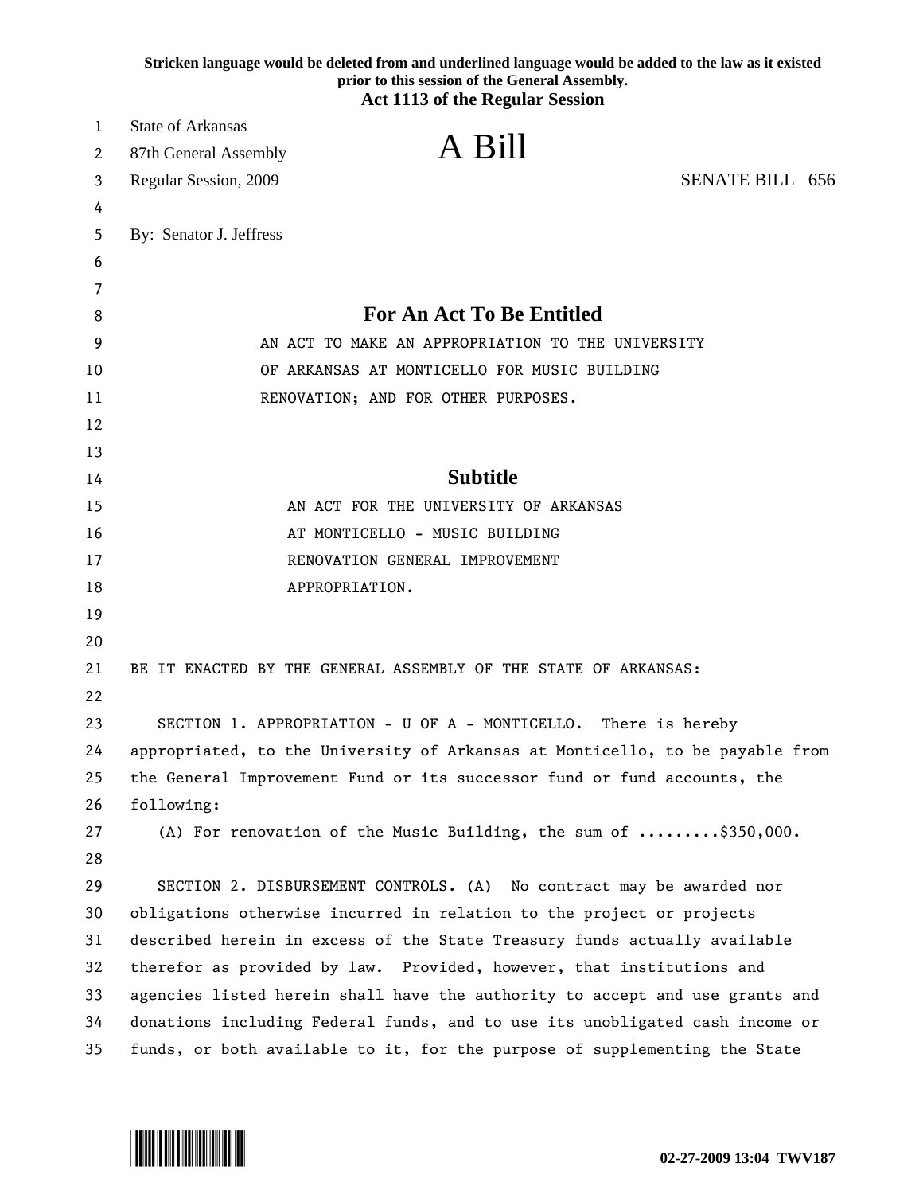Stricken language would be deleted from and underlined language would be added to the law as it existed prior to this session of the General Assembly.

**Act 1113 of the Regular Session**

State of Arkansas
87th General Assembly
Regular Session, 2009

# A Bill

SENATE BILL 656

By: Senator J. Jeffress

## For An Act To Be Entitled

AN ACT TO MAKE AN APPROPRIATION TO THE UNIVERSITY OF ARKANSAS AT MONTICELLO FOR MUSIC BUILDING RENOVATION; AND FOR OTHER PURPOSES.

## Subtitle

AN ACT FOR THE UNIVERSITY OF ARKANSAS AT MONTICELLO - MUSIC BUILDING RENOVATION GENERAL IMPROVEMENT APPROPRIATION.

BE IT ENACTED BY THE GENERAL ASSEMBLY OF THE STATE OF ARKANSAS:

SECTION 1. APPROPRIATION - U OF A - MONTICELLO. There is hereby appropriated, to the University of Arkansas at Monticello, to be payable from the General Improvement Fund or its successor fund or fund accounts, the following:

(A) For renovation of the Music Building, the sum of .........$350,000.

SECTION 2. DISBURSEMENT CONTROLS. (A) No contract may be awarded nor obligations otherwise incurred in relation to the project or projects described herein in excess of the State Treasury funds actually available therefor as provided by law. Provided, however, that institutions and agencies listed herein shall have the authority to accept and use grants and donations including Federal funds, and to use its unobligated cash income or funds, or both available to it, for the purpose of supplementing the State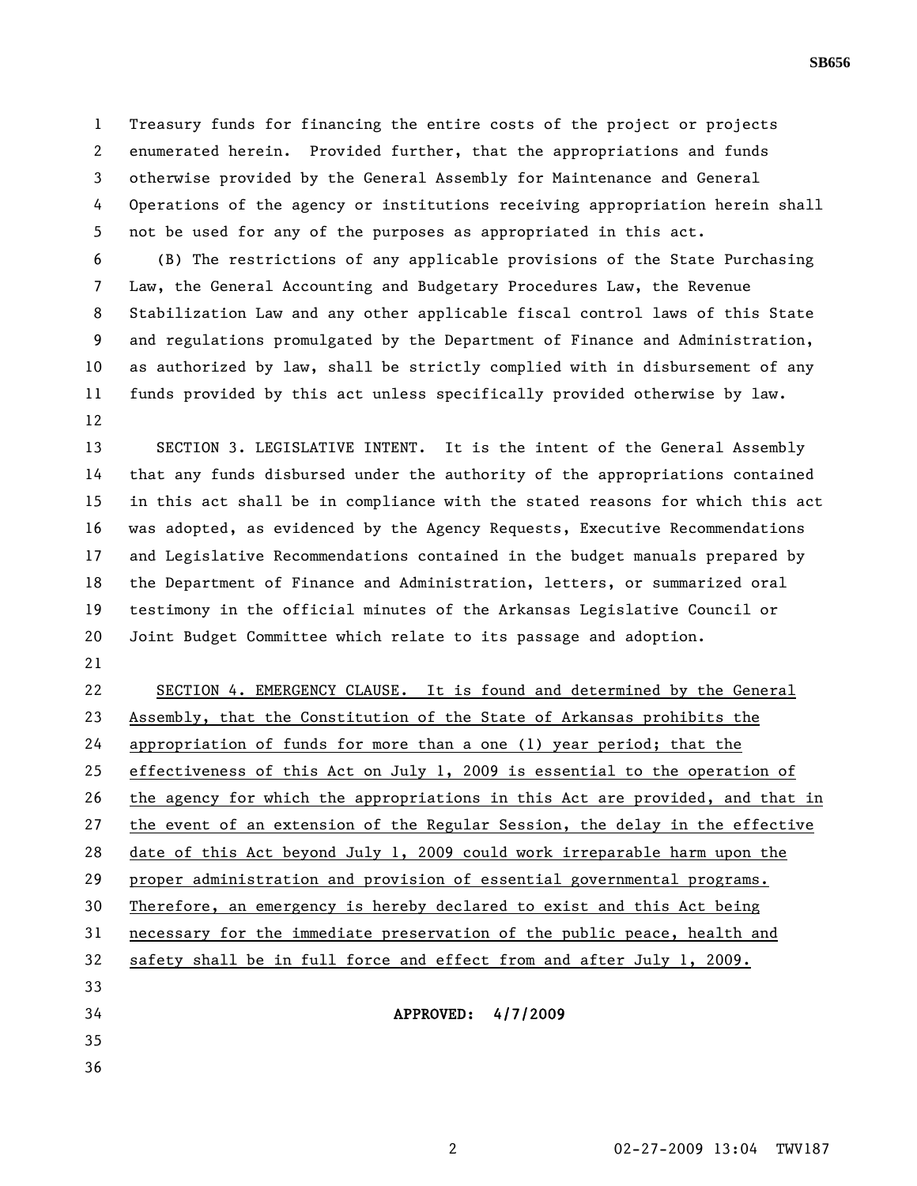Treasury funds for financing the entire costs of the project or projects enumerated herein. Provided further, that the appropriations and funds otherwise provided by the General Assembly for Maintenance and General Operations of the agency or institutions receiving appropriation herein shall not be used for any of the purposes as appropriated in this act.

(B) The restrictions of any applicable provisions of the State Purchasing Law, the General Accounting and Budgetary Procedures Law, the Revenue Stabilization Law and any other applicable fiscal control laws of this State and regulations promulgated by the Department of Finance and Administration, as authorized by law, shall be strictly complied with in disbursement of any funds provided by this act unless specifically provided otherwise by law.

SECTION 3. LEGISLATIVE INTENT. It is the intent of the General Assembly that any funds disbursed under the authority of the appropriations contained in this act shall be in compliance with the stated reasons for which this act was adopted, as evidenced by the Agency Requests, Executive Recommendations and Legislative Recommendations contained in the budget manuals prepared by the Department of Finance and Administration, letters, or summarized oral testimony in the official minutes of the Arkansas Legislative Council or Joint Budget Committee which relate to its passage and adoption.

SECTION 4. EMERGENCY CLAUSE. It is found and determined by the General Assembly, that the Constitution of the State of Arkansas prohibits the appropriation of funds for more than a one (1) year period; that the effectiveness of this Act on July 1, 2009 is essential to the operation of the agency for which the appropriations in this Act are provided, and that in the event of an extension of the Regular Session, the delay in the effective date of this Act beyond July 1, 2009 could work irreparable harm upon the proper administration and provision of essential governmental programs. Therefore, an emergency is hereby declared to exist and this Act being necessary for the immediate preservation of the public peace, health and safety shall be in full force and effect from and after July 1, 2009.

**APPROVED: 4/7/2009**